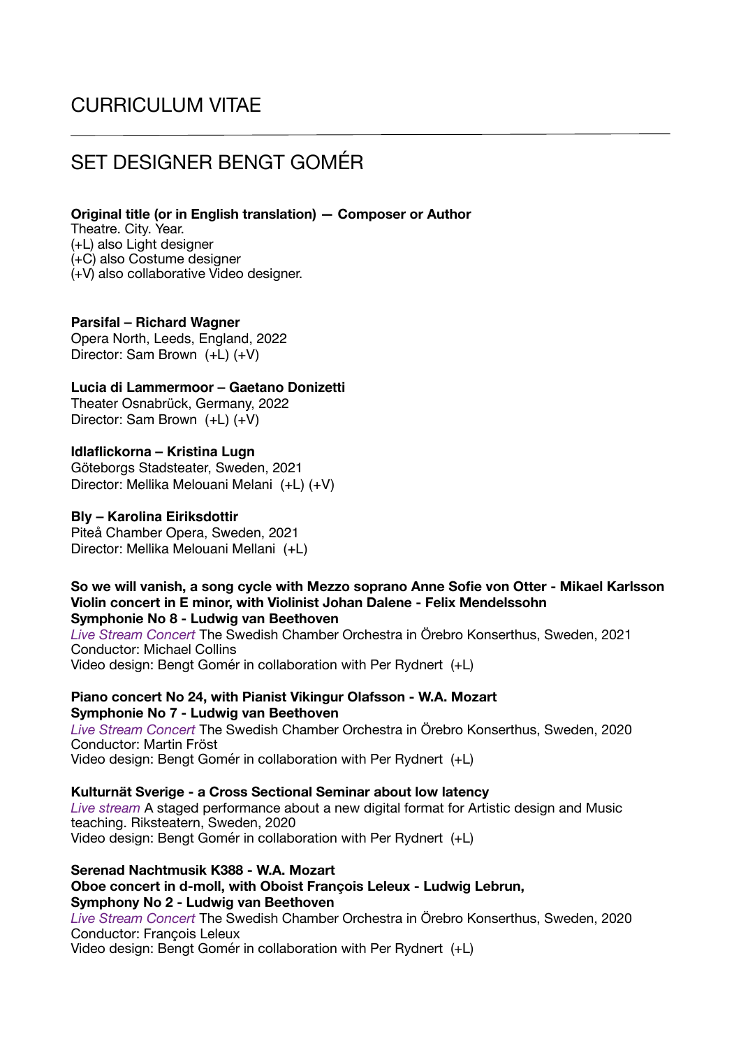# CURRICULUM VITAE

---

## SET DESIGNER BENGT GOMÉR

**Original title (or in English translation) — Composer or Author**
Theatre. City. Year.
(+L) also Light designer
(+C) also Costume designer
(+V) also collaborative Video designer.

**Parsifal – Richard Wagner**
Opera North, Leeds, England, 2022
Director: Sam Brown (+L) (+V)

**Lucia di Lammermoor – Gaetano Donizetti**
Theater Osnabrück, Germany, 2022
Director: Sam Brown (+L) (+V)

**Idlaflickorna – Kristina Lugn**
Göteborgs Stadsteater, Sweden, 2021
Director: Mellika Melouani Melani (+L) (+V)

**Bly – Karolina Eiriksdottir**
Piteå Chamber Opera, Sweden, 2021
Director: Mellika Melouani Mellani (+L)

**So we will vanish, a song cycle with Mezzo soprano Anne Sofie von Otter - Mikael Karlsson**
**Violin concert in E minor, with Violinist Johan Dalene - Felix Mendelssohn**
**Symphonie No 8 - Ludwig van Beethoven**
*Live Stream Concert* The Swedish Chamber Orchestra in Örebro Konserthus, Sweden, 2021
Conductor: Michael Collins
Video design: Bengt Gomér in collaboration with Per Rydnert (+L)

**Piano concert No 24, with Pianist Vikingur Olafsson - W.A. Mozart**
**Symphonie No 7 - Ludwig van Beethoven**
*Live Stream Concert* The Swedish Chamber Orchestra in Örebro Konserthus, Sweden, 2020
Conductor: Martin Fröst
Video design: Bengt Gomér in collaboration with Per Rydnert (+L)

**Kulturnät Sverige - a Cross Sectional Seminar about low latency**
*Live stream* A staged performance about a new digital format for Artistic design and Music teaching. Riksteatern, Sweden, 2020
Video design: Bengt Gomér in collaboration with Per Rydnert (+L)

**Serenad Nachtmusik K388 - W.A. Mozart**
**Oboe concert in d-moll, with Oboist François Leleux - Ludwig Lebrun,**
**Symphony No 2 - Ludwig van Beethoven**
*Live Stream Concert* The Swedish Chamber Orchestra in Örebro Konserthus, Sweden, 2020
Conductor: François Leleux
Video design: Bengt Gomér in collaboration with Per Rydnert (+L)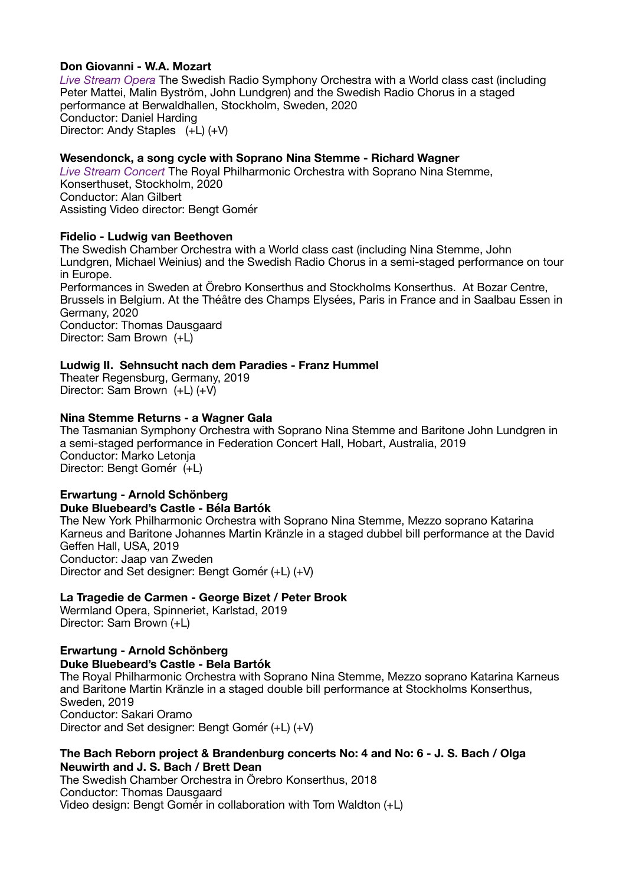**Don Giovanni - W.A. Mozart**
*Live Stream Opera* The Swedish Radio Symphony Orchestra with a World class cast (including Peter Mattei, Malin Byström, John Lundgren) and the Swedish Radio Chorus in a staged performance at Berwaldhallen, Stockholm, Sweden, 2020
Conductor: Daniel Harding
Director: Andy Staples (+L) (+V)

**Wesendonck, a song cycle with Soprano Nina Stemme - Richard Wagner**
*Live Stream Concert* The Royal Philharmonic Orchestra with Soprano Nina Stemme, Konserthuset, Stockholm, 2020
Conductor: Alan Gilbert
Assisting Video director: Bengt Gomér

**Fidelio - Ludwig van Beethoven**
The Swedish Chamber Orchestra with a World class cast (including Nina Stemme, John Lundgren, Michael Weinius) and the Swedish Radio Chorus in a semi-staged performance on tour in Europe.
Performances in Sweden at Örebro Konserthus and Stockholms Konserthus. At Bozar Centre, Brussels in Belgium. At the Théâtre des Champs Elysées, Paris in France and in Saalbau Essen in Germany, 2020
Conductor: Thomas Dausgaard
Director: Sam Brown (+L)

**Ludwig II. Sehnsucht nach dem Paradies - Franz Hummel**
Theater Regensburg, Germany, 2019
Director: Sam Brown (+L) (+V)

**Nina Stemme Returns - a Wagner Gala**
The Tasmanian Symphony Orchestra with Soprano Nina Stemme and Baritone John Lundgren in a semi-staged performance in Federation Concert Hall, Hobart, Australia, 2019
Conductor: Marko Letonja
Director: Bengt Gomér (+L)

**Erwartung - Arnold Schönberg**
**Duke Bluebeard's Castle - Béla Bartók**
The New York Philharmonic Orchestra with Soprano Nina Stemme, Mezzo soprano Katarina Karneus and Baritone Johannes Martin Kränzle in a staged dubbel bill performance at the David Geffen Hall, USA, 2019
Conductor: Jaap van Zweden
Director and Set designer: Bengt Gomér (+L) (+V)

**La Tragedie de Carmen - George Bizet / Peter Brook**
Wermland Opera, Spinneriet, Karlstad, 2019
Director: Sam Brown (+L)

**Erwartung - Arnold Schönberg**
**Duke Bluebeard's Castle - Bela Bartók**
The Royal Philharmonic Orchestra with Soprano Nina Stemme, Mezzo soprano Katarina Karneus and Baritone Martin Kränzle in a staged double bill performance at Stockholms Konserthus, Sweden, 2019
Conductor: Sakari Oramo
Director and Set designer: Bengt Gomér (+L) (+V)

**The Bach Reborn project & Brandenburg concerts No: 4 and No: 6 - J. S. Bach / Olga Neuwirth and J. S. Bach / Brett Dean**
The Swedish Chamber Orchestra in Örebro Konserthus, 2018
Conductor: Thomas Dausgaard
Video design: Bengt Gomér in collaboration with Tom Waldton (+L)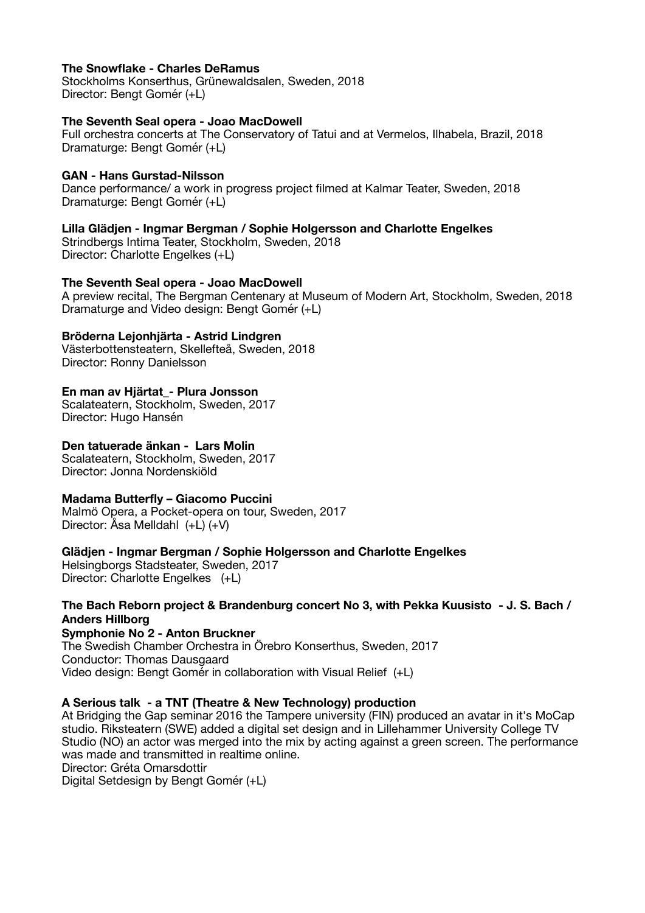**The Snowflake - Charles DeRamus**
Stockholms Konserthus, Grünewaldsalen, Sweden, 2018
Director: Bengt Gomér (+L)

**The Seventh Seal opera - Joao MacDowell**
Full orchestra concerts at The Conservatory of Tatui and at Vermelos, Ilhabela, Brazil, 2018
Dramaturge: Bengt Gomér (+L)

**GAN - Hans Gurstad-Nilsson**
Dance performance/ a work in progress project filmed at Kalmar Teater, Sweden, 2018
Dramaturge: Bengt Gomér (+L)

**Lilla Glädjen - Ingmar Bergman / Sophie Holgersson and Charlotte Engelkes**
Strindbergs Intima Teater, Stockholm, Sweden, 2018
Director: Charlotte Engelkes (+L)

**The Seventh Seal opera - Joao MacDowell**
A preview recital, The Bergman Centenary at Museum of Modern Art, Stockholm, Sweden, 2018
Dramaturge and Video design: Bengt Gomér (+L)

**Bröderna Lejonhjärta - Astrid Lindgren**
Västerbottensteatern, Skellefteå, Sweden, 2018
Director: Ronny Danielsson

**En man av Hjärtat_- Plura Jonsson**
Scalateatern, Stockholm, Sweden, 2017
Director: Hugo Hansén

**Den tatuerade änkan - Lars Molin**
Scalateatern, Stockholm, Sweden, 2017
Director: Jonna Nordenskiöld

**Madama Butterfly – Giacomo Puccini**
Malmö Opera, a Pocket-opera on tour, Sweden, 2017
Director: Åsa Melldahl (+L) (+V)

**Glädjen - Ingmar Bergman / Sophie Holgersson and Charlotte Engelkes**
Helsingborgs Stadsteater, Sweden, 2017
Director: Charlotte Engelkes (+L)

**The Bach Reborn project & Brandenburg concert No 3, with Pekka Kuusisto - J. S. Bach / Anders Hillborg**
**Symphonie No 2 - Anton Bruckner**
The Swedish Chamber Orchestra in Örebro Konserthus, Sweden, 2017
Conductor: Thomas Dausgaard
Video design: Bengt Gomér in collaboration with Visual Relief (+L)

**A Serious talk - a TNT (Theatre & New Technology) production**
At Bridging the Gap seminar 2016 the Tampere university (FIN) produced an avatar in it's MoCap studio. Riksteatern (SWE) added a digital set design and in Lillehammer University College TV Studio (NO) an actor was merged into the mix by acting against a green screen. The performance was made and transmitted in realtime online.
Director: Gréta Omarsdottir
Digital Setdesign by Bengt Gomér (+L)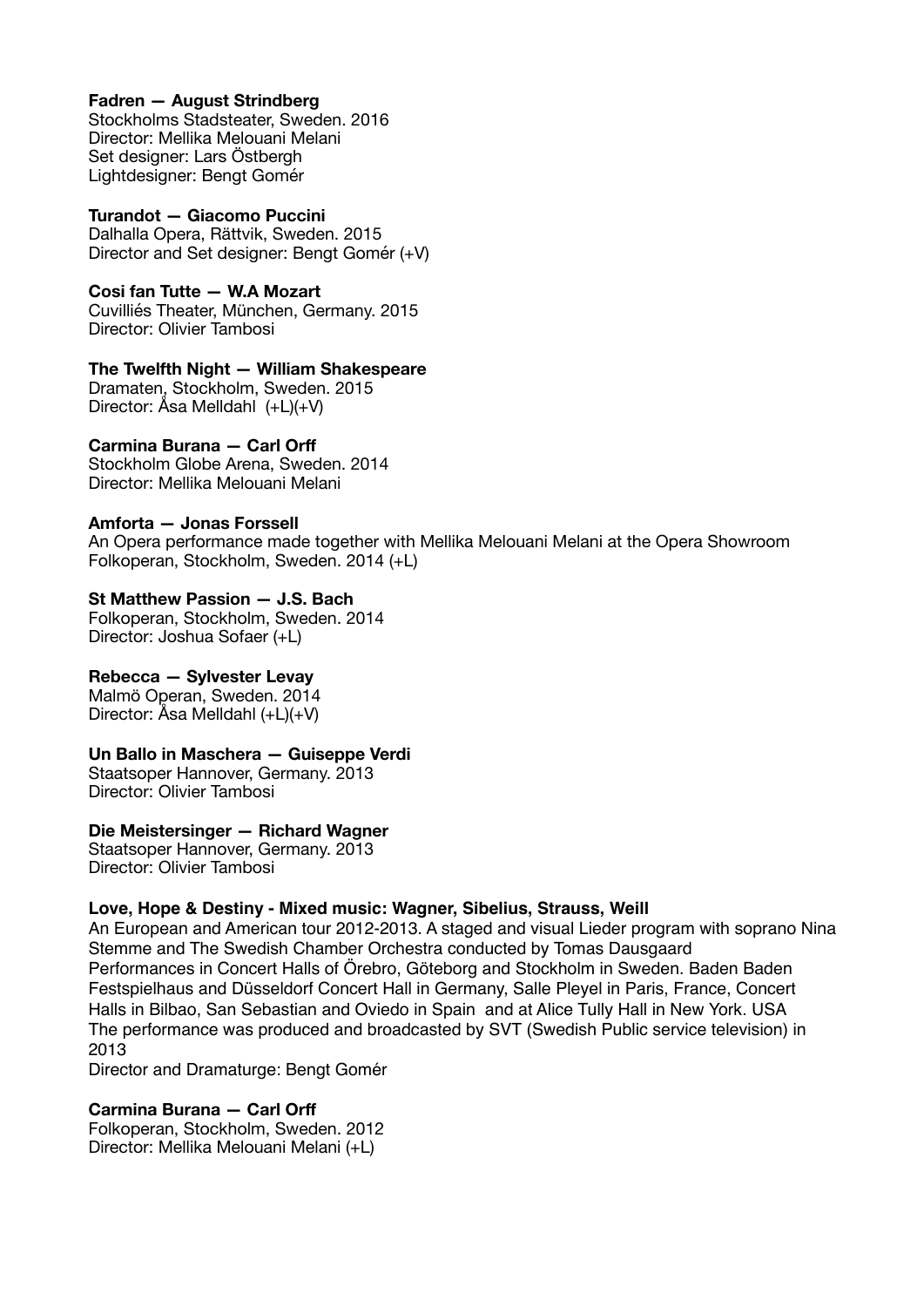**Fadren — August Strindberg**
Stockholms Stadsteater, Sweden. 2016
Director: Mellika Melouani Melani
Set designer: Lars Östbergh
Lightdesigner: Bengt Gomér

**Turandot — Giacomo Puccini**
Dalhalla Opera, Rättvik, Sweden. 2015
Director and Set designer: Bengt Gomér (+V)

**Cosi fan Tutte — W.A Mozart**
Cuvilliés Theater, München, Germany. 2015
Director: Olivier Tambosi

**The Twelfth Night — William Shakespeare**
Dramaten, Stockholm, Sweden. 2015
Director: Åsa Melldahl (+L)(+V)

**Carmina Burana — Carl Orff**
Stockholm Globe Arena, Sweden. 2014
Director: Mellika Melouani Melani

**Amforta — Jonas Forssell**
An Opera performance made together with Mellika Melouani Melani at the Opera Showroom
Folkoperan, Stockholm, Sweden. 2014 (+L)

**St Matthew Passion — J.S. Bach**
Folkoperan, Stockholm, Sweden. 2014
Director: Joshua Sofaer (+L)

**Rebecca — Sylvester Levay**
Malmö Operan, Sweden. 2014
Director: Åsa Melldahl (+L)(+V)

**Un Ballo in Maschera — Guiseppe Verdi**
Staatsoper Hannover, Germany. 2013
Director: Olivier Tambosi

**Die Meistersinger — Richard Wagner**
Staatsoper Hannover, Germany. 2013
Director: Olivier Tambosi

**Love, Hope & Destiny - Mixed music: Wagner, Sibelius, Strauss, Weill**
An European and American tour 2012-2013. A staged and visual Lieder program with soprano Nina Stemme and The Swedish Chamber Orchestra conducted by Tomas Dausgaard
Performances in Concert Halls of Örebro, Göteborg and Stockholm in Sweden. Baden Baden Festspielhaus and Düsseldorf Concert Hall in Germany, Salle Pleyel in Paris, France, Concert Halls in Bilbao, San Sebastian and Oviedo in Spain and at Alice Tully Hall in New York. USA
The performance was produced and broadcasted by SVT (Swedish Public service television) in 2013
Director and Dramaturge: Bengt Gomér

**Carmina Burana — Carl Orff**
Folkoperan, Stockholm, Sweden. 2012
Director: Mellika Melouani Melani (+L)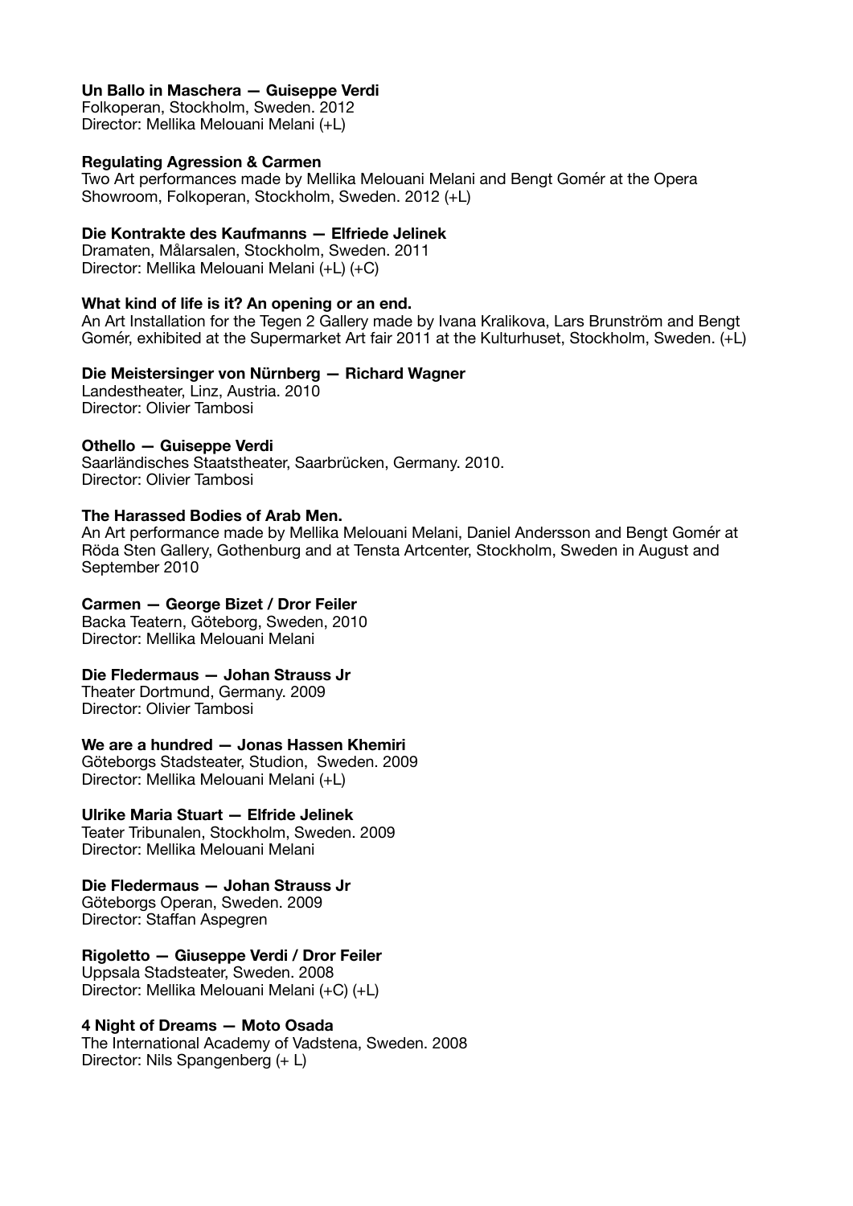**Un Ballo in Maschera — Guiseppe Verdi**
Folkoperan, Stockholm, Sweden. 2012
Director: Mellika Melouani Melani (+L)

**Regulating Agression & Carmen**
Two Art performances made by Mellika Melouani Melani and Bengt Gomér at the Opera Showroom, Folkoperan, Stockholm, Sweden. 2012 (+L)

**Die Kontrakte des Kaufmanns — Elfriede Jelinek**
Dramaten, Målarsalen, Stockholm, Sweden. 2011
Director: Mellika Melouani Melani (+L) (+C)

**What kind of life is it? An opening or an end.**
An Art Installation for the Tegen 2 Gallery made by Ivana Kralikova, Lars Brunström and Bengt Gomér, exhibited at the Supermarket Art fair 2011 at the Kulturhuset, Stockholm, Sweden. (+L)

**Die Meistersinger von Nürnberg — Richard Wagner**
Landestheater, Linz, Austria. 2010
Director: Olivier Tambosi

**Othello — Guiseppe Verdi**
Saarländisches Staatstheater, Saarbrücken, Germany. 2010.
Director: Olivier Tambosi

**The Harassed Bodies of Arab Men.**
An Art performance made by Mellika Melouani Melani, Daniel Andersson and Bengt Gomér at Röda Sten Gallery, Gothenburg and at Tensta Artcenter, Stockholm, Sweden in August and September 2010

**Carmen — George Bizet / Dror Feiler**
Backa Teatern, Göteborg, Sweden, 2010
Director: Mellika Melouani Melani

**Die Fledermaus — Johan Strauss Jr**
Theater Dortmund, Germany. 2009
Director: Olivier Tambosi

**We are a hundred — Jonas Hassen Khemiri**
Göteborgs Stadsteater, Studion, Sweden. 2009
Director: Mellika Melouani Melani (+L)

**Ulrike Maria Stuart — Elfride Jelinek**
Teater Tribunalen, Stockholm, Sweden. 2009
Director: Mellika Melouani Melani

**Die Fledermaus — Johan Strauss Jr**
Göteborgs Operan, Sweden. 2009
Director: Staffan Aspegren

**Rigoletto — Giuseppe Verdi / Dror Feiler**
Uppsala Stadsteater, Sweden. 2008
Director: Mellika Melouani Melani (+C) (+L)

**4 Night of Dreams — Moto Osada**
The International Academy of Vadstena, Sweden. 2008
Director: Nils Spangenberg (+ L)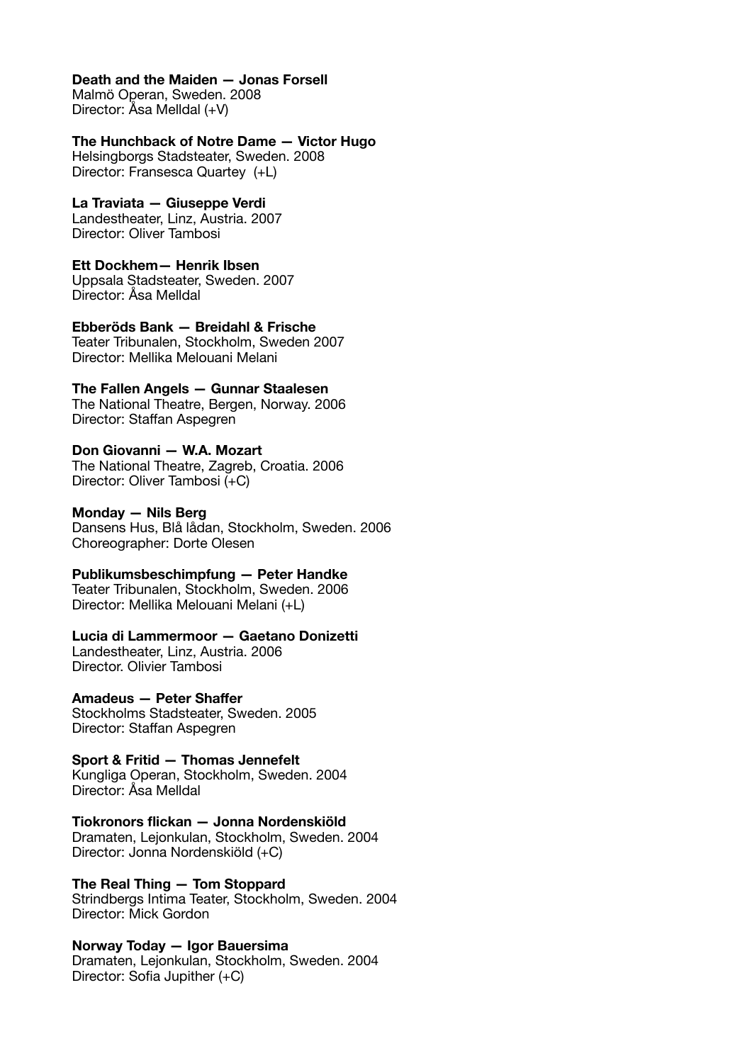**Death and the Maiden — Jonas Forsell**
Malmö Operan, Sweden. 2008
Director: Åsa Melldal (+V)

**The Hunchback of Notre Dame — Victor Hugo**
Helsingborgs Stadsteater, Sweden. 2008
Director: Fransesca Quartey (+L)

**La Traviata — Giuseppe Verdi**
Landestheater, Linz, Austria. 2007
Director: Oliver Tambosi

**Ett Dockhem— Henrik Ibsen**
Uppsala Stadsteater, Sweden. 2007
Director: Åsa Melldal

**Ebberöds Bank — Breidahl & Frische**
Teater Tribunalen, Stockholm, Sweden 2007
Director: Mellika Melouani Melani

**The Fallen Angels — Gunnar Staalesen**
The National Theatre, Bergen, Norway. 2006
Director: Staffan Aspegren

**Don Giovanni — W.A. Mozart**
The National Theatre, Zagreb, Croatia. 2006
Director: Oliver Tambosi (+C)

**Monday — Nils Berg**
Dansens Hus, Blå lådan, Stockholm, Sweden. 2006
Choreographer: Dorte Olesen

**Publikumsbeschimpfung — Peter Handke**
Teater Tribunalen, Stockholm, Sweden. 2006
Director: Mellika Melouani Melani (+L)

**Lucia di Lammermoor — Gaetano Donizetti**
Landestheater, Linz, Austria. 2006
Director. Olivier Tambosi

**Amadeus — Peter Shaffer**
Stockholms Stadsteater, Sweden. 2005
Director: Staffan Aspegren

**Sport & Fritid — Thomas Jennefelt**
Kungliga Operan, Stockholm, Sweden. 2004
Director: Åsa Melldal

**Tiokronors flickan — Jonna Nordenskiöld**
Dramaten, Lejonkulan, Stockholm, Sweden. 2004
Director: Jonna Nordenskiöld (+C)

**The Real Thing — Tom Stoppard**
Strindbergs Intima Teater, Stockholm, Sweden. 2004
Director: Mick Gordon

**Norway Today — Igor Bauersima**
Dramaten, Lejonkulan, Stockholm, Sweden. 2004
Director: Sofia Jupither (+C)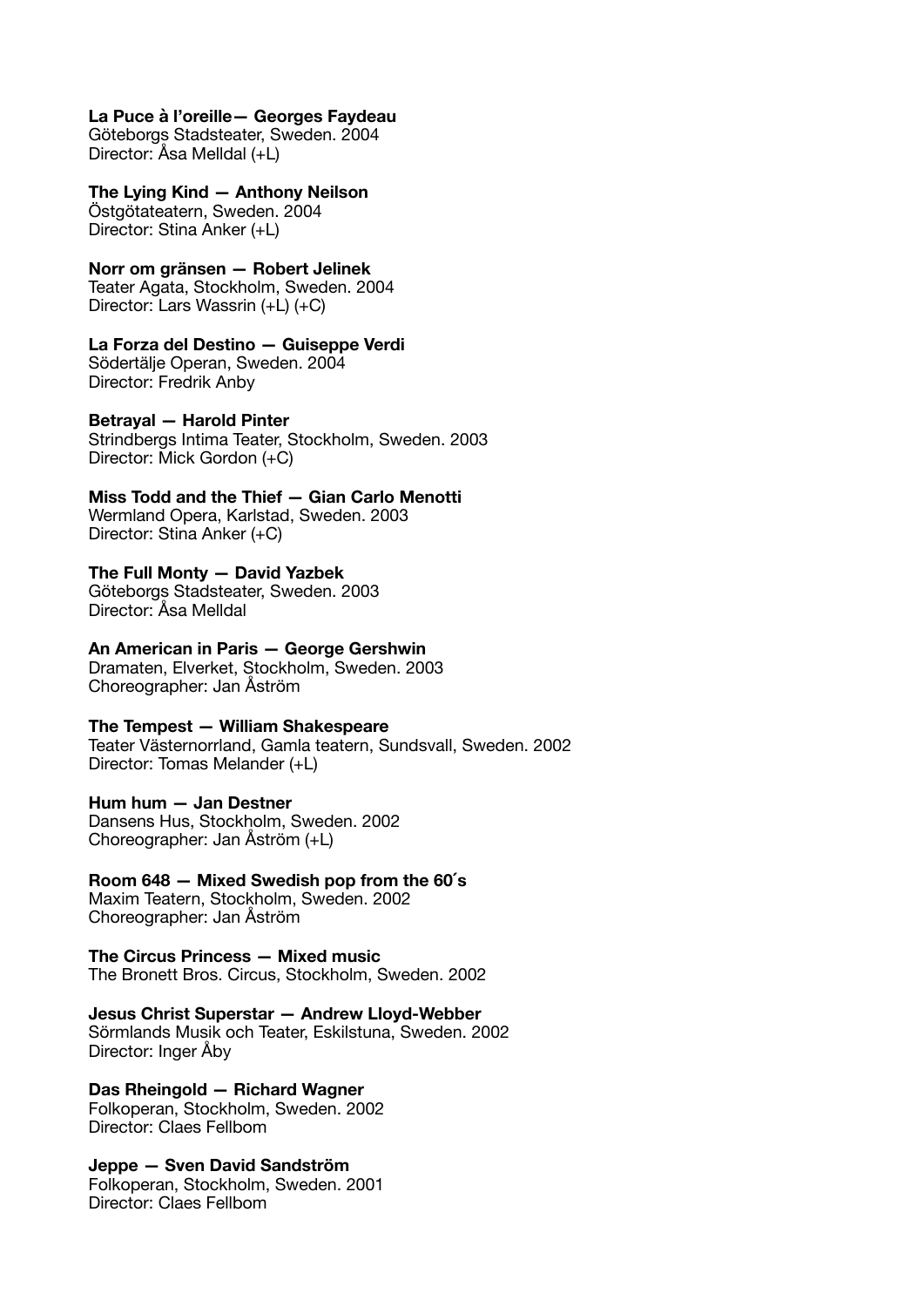**La Puce à l'oreille— Georges Faydeau**
Göteborgs Stadsteater, Sweden. 2004
Director: Åsa Melldal (+L)

**The Lying Kind — Anthony Neilson**
Östgötateatern, Sweden. 2004
Director: Stina Anker (+L)

**Norr om gränsen — Robert Jelinek**
Teater Agata, Stockholm, Sweden. 2004
Director: Lars Wassrin (+L) (+C)

**La Forza del Destino — Guiseppe Verdi**
Södertälje Operan, Sweden. 2004
Director: Fredrik Anby

**Betrayal — Harold Pinter**
Strindbergs Intima Teater, Stockholm, Sweden. 2003
Director: Mick Gordon (+C)

**Miss Todd and the Thief — Gian Carlo Menotti**
Wermland Opera, Karlstad, Sweden. 2003
Director: Stina Anker (+C)

**The Full Monty — David Yazbek**
Göteborgs Stadsteater, Sweden. 2003
Director: Åsa Melldal

**An American in Paris — George Gershwin**
Dramaten, Elverket, Stockholm, Sweden. 2003
Choreographer: Jan Åström

**The Tempest — William Shakespeare**
Teater Västernorrland, Gamla teatern, Sundsvall, Sweden. 2002
Director: Tomas Melander (+L)

**Hum hum — Jan Destner**
Dansens Hus, Stockholm, Sweden. 2002
Choreographer: Jan Åström (+L)

**Room 648 — Mixed Swedish pop from the 60´s**
Maxim Teatern, Stockholm, Sweden. 2002
Choreographer: Jan Åström

**The Circus Princess — Mixed music**
The Bronett Bros. Circus, Stockholm, Sweden. 2002

**Jesus Christ Superstar — Andrew Lloyd-Webber**
Sörmlands Musik och Teater, Eskilstuna, Sweden. 2002
Director: Inger Åby

**Das Rheingold — Richard Wagner**
Folkoperan, Stockholm, Sweden. 2002
Director: Claes Fellbom

**Jeppe — Sven David Sandström**
Folkoperan, Stockholm, Sweden. 2001
Director: Claes Fellbom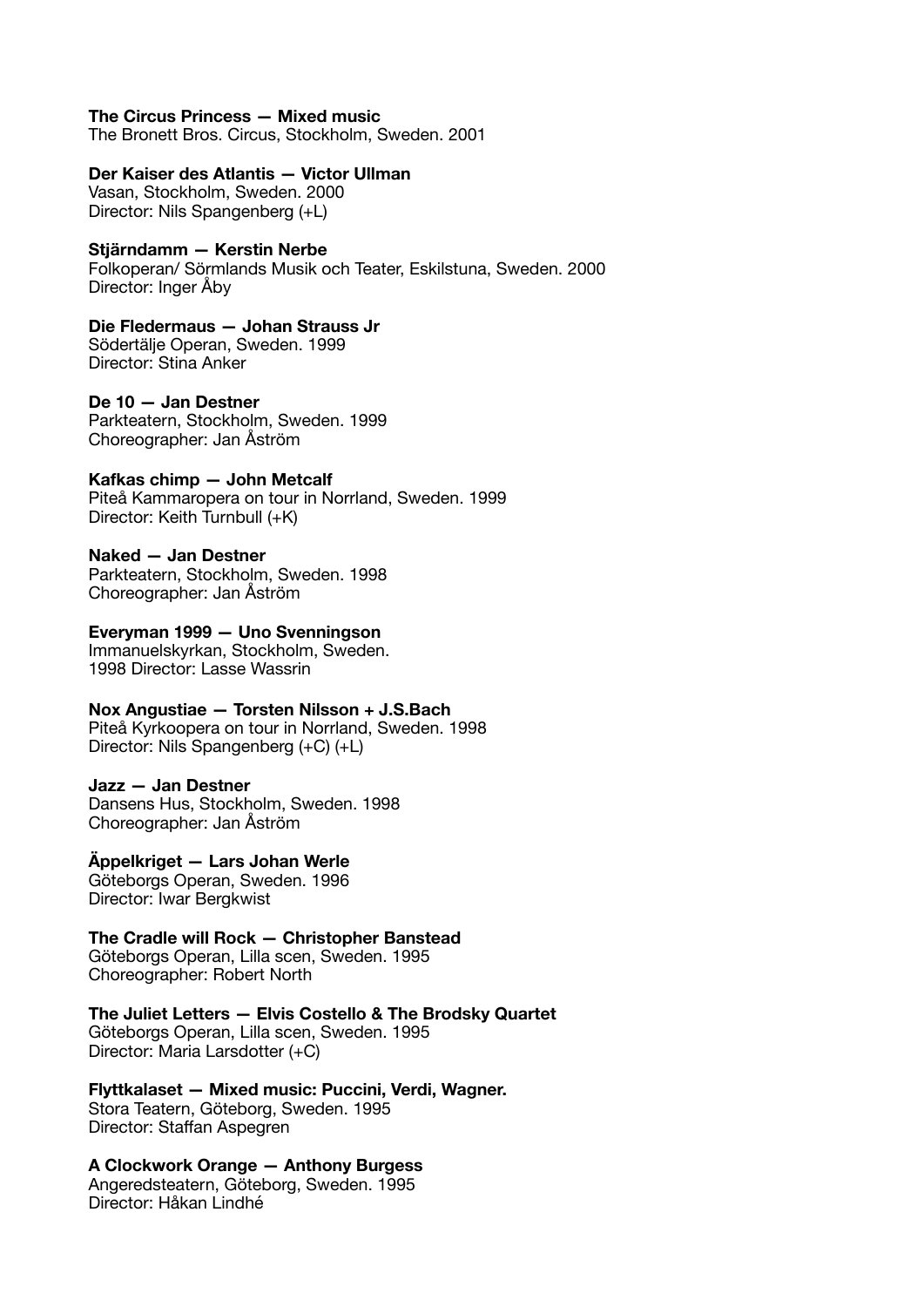**The Circus Princess — Mixed music**
The Bronett Bros. Circus, Stockholm, Sweden. 2001

**Der Kaiser des Atlantis — Victor Ullman**
Vasan, Stockholm, Sweden. 2000
Director: Nils Spangenberg (+L)

**Stjärndamm — Kerstin Nerbe**
Folkoperan/ Sörmlands Musik och Teater, Eskilstuna, Sweden. 2000
Director: Inger Åby

**Die Fledermaus — Johan Strauss Jr**
Södertälje Operan, Sweden. 1999
Director: Stina Anker

**De 10 — Jan Destner**
Parkteatern, Stockholm, Sweden. 1999
Choreographer: Jan Åström

**Kafkas chimp — John Metcalf**
Piteå Kammaropera on tour in Norrland, Sweden. 1999
Director: Keith Turnbull (+K)

**Naked — Jan Destner**
Parkteatern, Stockholm, Sweden. 1998
Choreographer: Jan Åström

**Everyman 1999 — Uno Svenningson**
Immanuelskyrkan, Stockholm, Sweden.
1998 Director: Lasse Wassrin

**Nox Angustiae — Torsten Nilsson + J.S.Bach**
Piteå Kyrkoopera on tour in Norrland, Sweden. 1998
Director: Nils Spangenberg (+C) (+L)

**Jazz — Jan Destner**
Dansens Hus, Stockholm, Sweden. 1998
Choreographer: Jan Åström

**Äppelkriget — Lars Johan Werle**
Göteborgs Operan, Sweden. 1996
Director: Iwar Bergkwist

**The Cradle will Rock — Christopher Banstead**
Göteborgs Operan, Lilla scen, Sweden. 1995
Choreographer: Robert North

**The Juliet Letters — Elvis Costello & The Brodsky Quartet**
Göteborgs Operan, Lilla scen, Sweden. 1995
Director: Maria Larsdotter (+C)

**Flyttkalaset — Mixed music: Puccini, Verdi, Wagner.**
Stora Teatern, Göteborg, Sweden. 1995
Director: Staffan Aspegren

**A Clockwork Orange — Anthony Burgess**
Angeredsteatern, Göteborg, Sweden. 1995
Director: Håkan Lindhé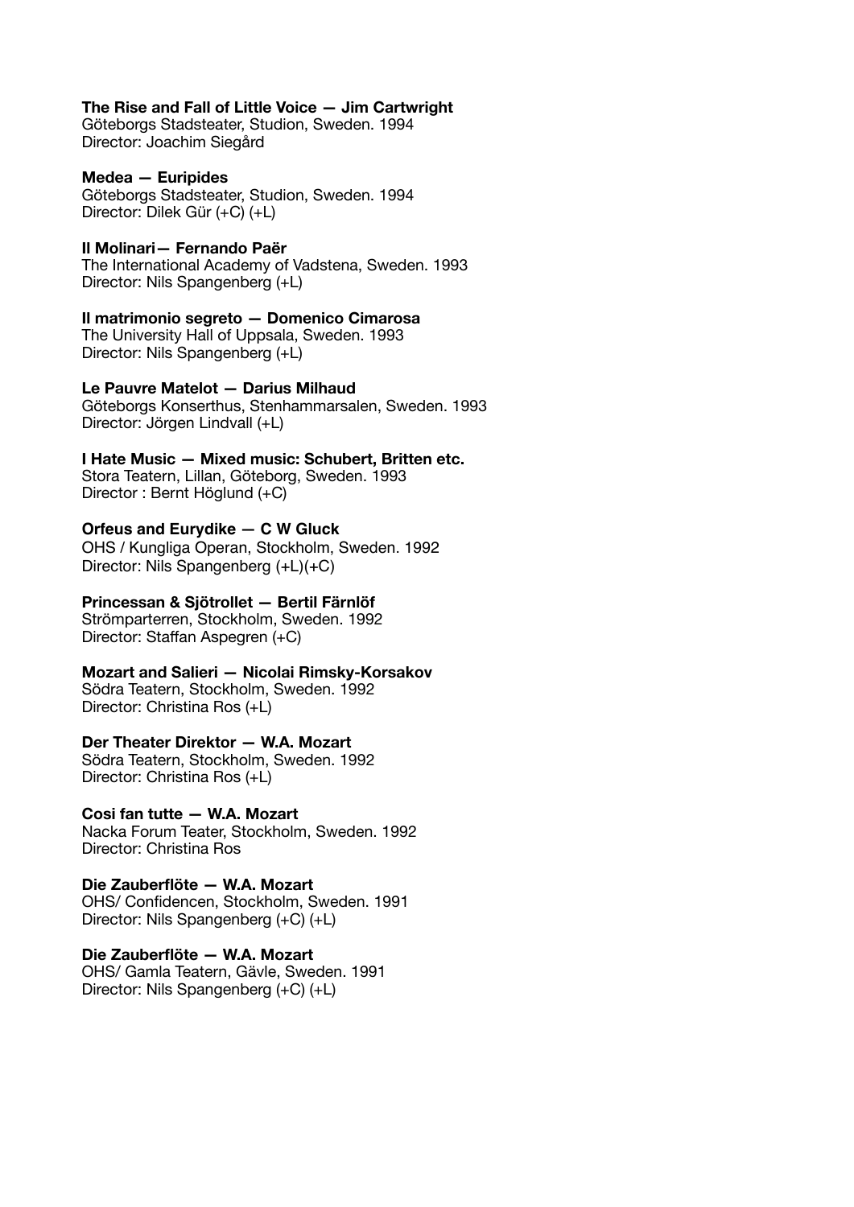**The Rise and Fall of Little Voice — Jim Cartwright**
Göteborgs Stadsteater, Studion, Sweden. 1994
Director: Joachim Siegård

**Medea — Euripides**
Göteborgs Stadsteater, Studion, Sweden. 1994
Director: Dilek Gür (+C) (+L)

**Il Molinari— Fernando Paër**
The International Academy of Vadstena, Sweden. 1993
Director: Nils Spangenberg (+L)

**Il matrimonio segreto — Domenico Cimarosa**
The University Hall of Uppsala, Sweden. 1993
Director: Nils Spangenberg (+L)

**Le Pauvre Matelot — Darius Milhaud**
Göteborgs Konserthus, Stenhammarsalen, Sweden. 1993
Director: Jörgen Lindvall (+L)

**I Hate Music — Mixed music: Schubert, Britten etc.**
Stora Teatern, Lillan, Göteborg, Sweden. 1993
Director : Bernt Höglund (+C)

**Orfeus and Eurydike — C W Gluck**
OHS / Kungliga Operan, Stockholm, Sweden. 1992
Director: Nils Spangenberg (+L)(+C)

**Princessan & Sjötrollet — Bertil Färnlöf**
Strömparterren, Stockholm, Sweden. 1992
Director: Staffan Aspegren (+C)

**Mozart and Salieri — Nicolai Rimsky-Korsakov**
Södra Teatern, Stockholm, Sweden. 1992
Director: Christina Ros (+L)

**Der Theater Direktor — W.A. Mozart**
Södra Teatern, Stockholm, Sweden. 1992
Director: Christina Ros (+L)

**Cosi fan tutte — W.A. Mozart**
Nacka Forum Teater, Stockholm, Sweden. 1992
Director: Christina Ros

**Die Zauberflöte — W.A. Mozart**
OHS/ Confidencen, Stockholm, Sweden. 1991
Director: Nils Spangenberg (+C) (+L)

**Die Zauberflöte — W.A. Mozart**
OHS/ Gamla Teatern, Gävle, Sweden. 1991
Director: Nils Spangenberg (+C) (+L)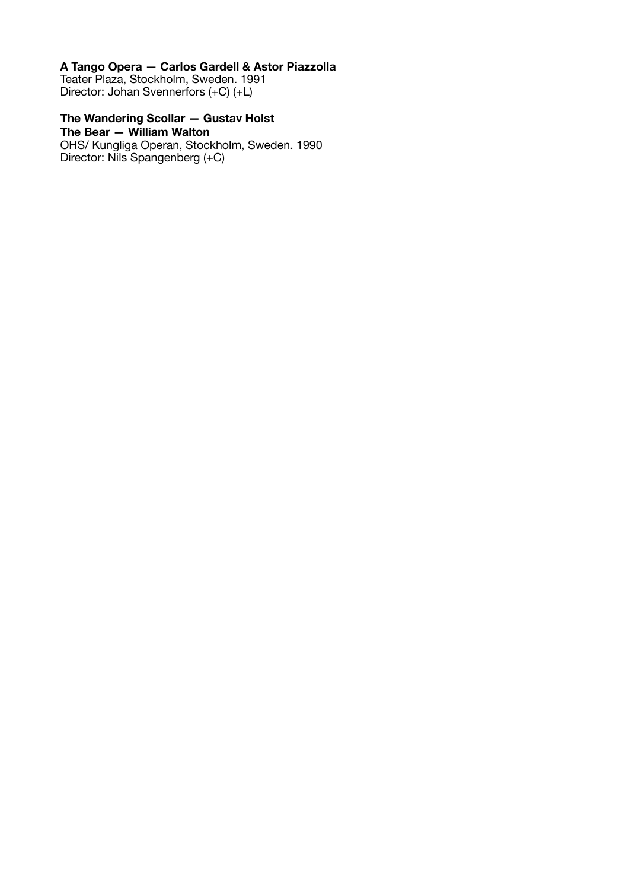**A Tango Opera — Carlos Gardell & Astor Piazzolla**
Teater Plaza, Stockholm, Sweden. 1991
Director: Johan Svennerfors (+C) (+L)

**The Wandering Scollar — Gustav Holst**
**The Bear — William Walton**
OHS/ Kungliga Operan, Stockholm, Sweden. 1990
Director: Nils Spangenberg (+C)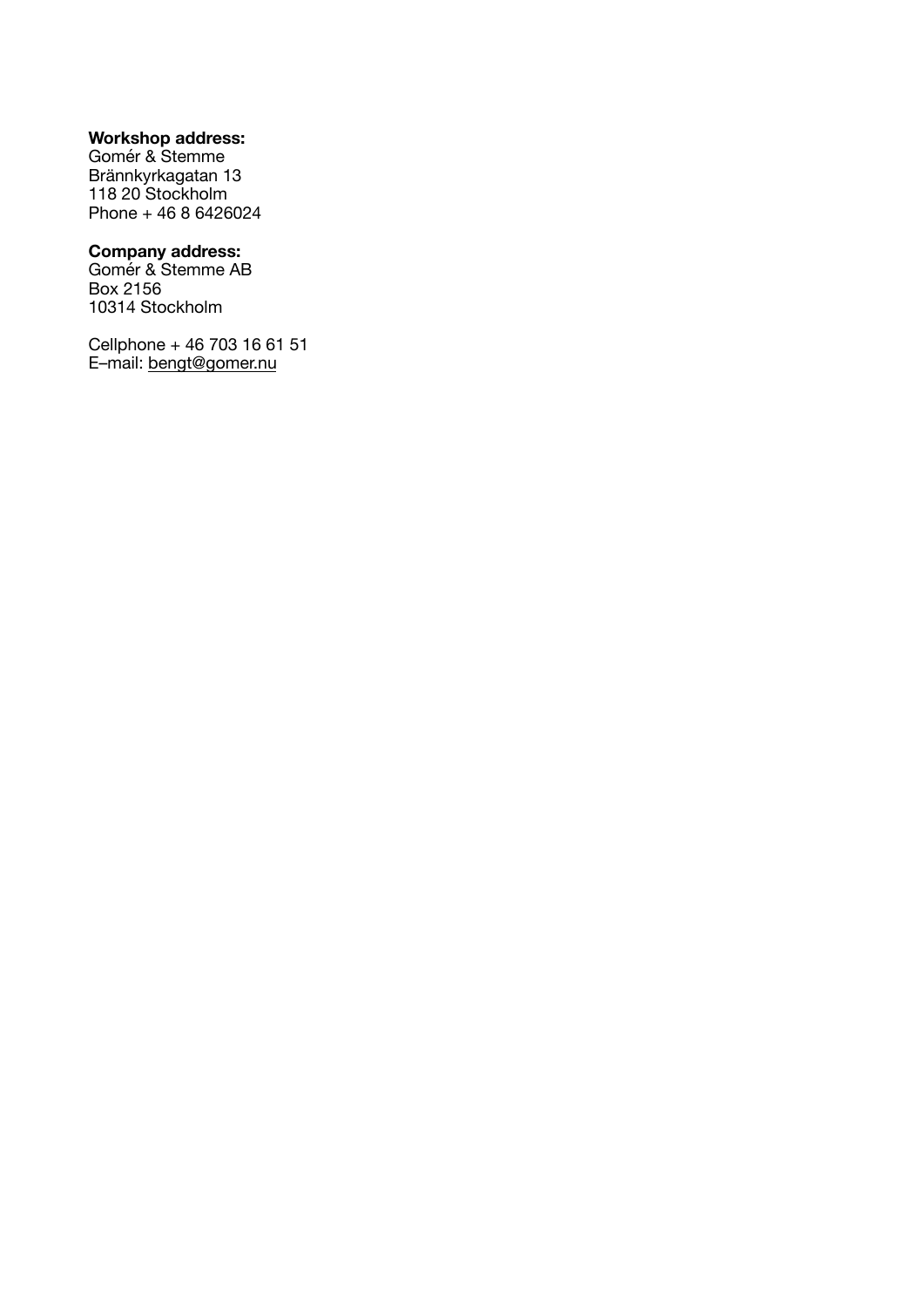**Workshop address:**
Gomér & Stemme
Brännkyrkagatan 13
118 20 Stockholm
Phone + 46 8 6426024

**Company address:**
Gomér & Stemme AB
Box 2156
10314 Stockholm

Cellphone + 46 703 16 61 51
E–mail: bengt@gomer.nu